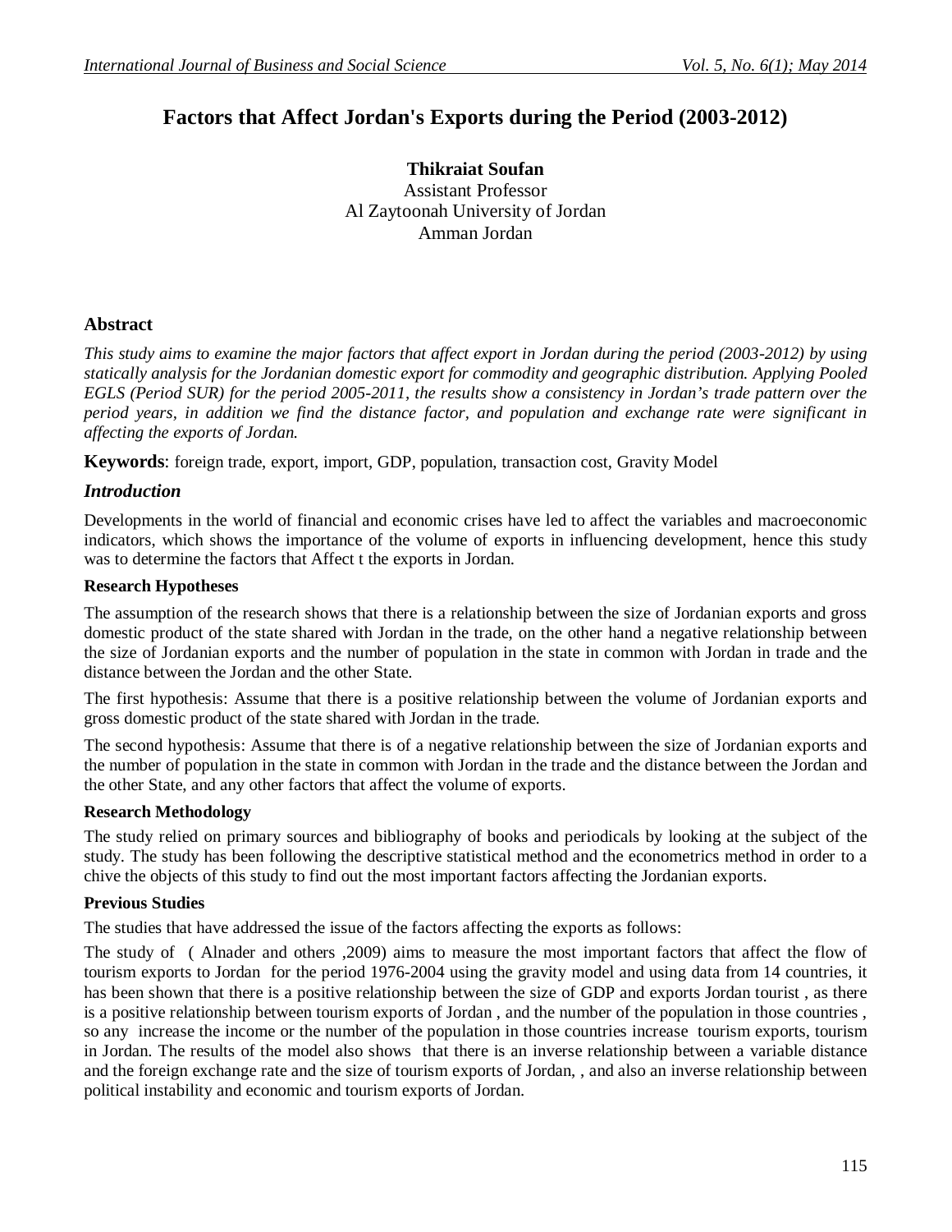# Factors that Affect Jordan's Exports during the Period (2003-2012)

**Thikraiat Soufan**
Assistant Professor
Al Zaytoonah University of Jordan
Amman Jordan

## Abstract

*This study aims to examine the major factors that affect export in Jordan during the period (2003-2012) by using statically analysis for the Jordanian domestic export for commodity and geographic distribution. Applying Pooled EGLS (Period SUR) for the period 2005-2011, the results show a consistency in Jordan's trade pattern over the period years, in addition we find the distance factor, and population and exchange rate were significant in affecting the exports of Jordan.*

**Keywords**: foreign trade, export, import, GDP, population, transaction cost, Gravity Model

## *Introduction*

Developments in the world of financial and economic crises have led to affect the variables and macroeconomic indicators, which shows the importance of the volume of exports in influencing development, hence this study was to determine the factors that Affect t the exports in Jordan.

### Research Hypotheses

The assumption of the research shows that there is a relationship between the size of Jordanian exports and gross domestic product of the state shared with Jordan in the trade, on the other hand a negative relationship between the size of Jordanian exports and the number of population in the state in common with Jordan in trade and the distance between the Jordan and the other State.

The first hypothesis: Assume that there is a positive relationship between the volume of Jordanian exports and gross domestic product of the state shared with Jordan in the trade.

The second hypothesis: Assume that there is of a negative relationship between the size of Jordanian exports and the number of population in the state in common with Jordan in the trade and the distance between the Jordan and the other State, and any other factors that affect the volume of exports.

### Research Methodology

The study relied on primary sources and bibliography of books and periodicals by looking at the subject of the study. The study has been following the descriptive statistical method and the econometrics method in order to a chive the objects of this study to find out the most important factors affecting the Jordanian exports.

### Previous Studies

The studies that have addressed the issue of the factors affecting the exports as follows:

The study of ( Alnader and others ,2009) aims to measure the most important factors that affect the flow of tourism exports to Jordan for the period 1976-2004 using the gravity model and using data from 14 countries, it has been shown that there is a positive relationship between the size of GDP and exports Jordan tourist , as there is a positive relationship between tourism exports of Jordan , and the number of the population in those countries , so any increase the income or the number of the population in those countries increase tourism exports, tourism in Jordan. The results of the model also shows that there is an inverse relationship between a variable distance and the foreign exchange rate and the size of tourism exports of Jordan, , and also an inverse relationship between political instability and economic and tourism exports of Jordan.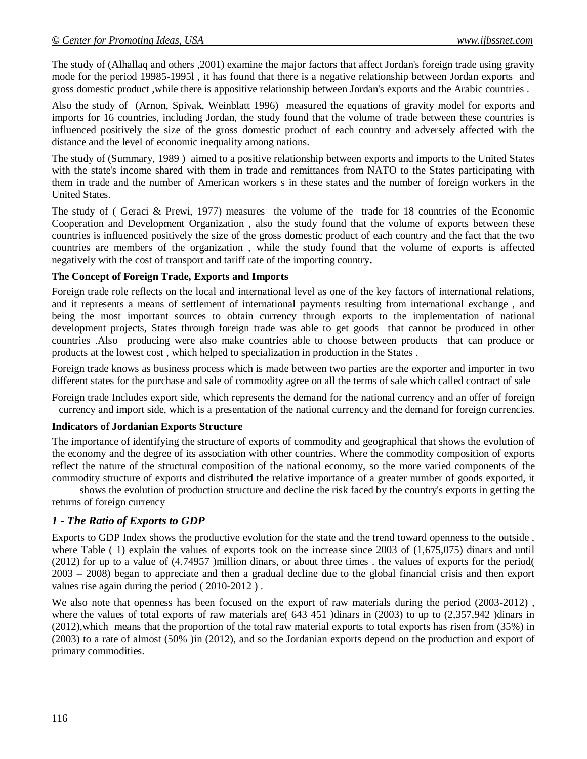The study of (Alhallaq and others ,2001) examine the major factors that affect Jordan's foreign trade using gravity mode for the period 19985-1995l , it has found that there is a negative relationship between Jordan exports and gross domestic product ,while there is appositive relationship between Jordan's exports and the Arabic countries .

Also the study of (Arnon, Spivak, Weinblatt 1996) measured the equations of gravity model for exports and imports for 16 countries, including Jordan, the study found that the volume of trade between these countries is influenced positively the size of the gross domestic product of each country and adversely affected with the distance and the level of economic inequality among nations.

The study of (Summary, 1989 ) aimed to a positive relationship between exports and imports to the United States with the state's income shared with them in trade and remittances from NATO to the States participating with them in trade and the number of American workers s in these states and the number of foreign workers in the United States.

The study of ( Geraci & Prewi, 1977) measures the volume of the trade for 18 countries of the Economic Cooperation and Development Organization , also the study found that the volume of exports between these countries is influenced positively the size of the gross domestic product of each country and the fact that the two countries are members of the organization , while the study found that the volume of exports is affected negatively with the cost of transport and tariff rate of the importing country**.**

**The Concept of Foreign Trade, Exports and Imports**

Foreign trade role reflects on the local and international level as one of the key factors of international relations, and it represents a means of settlement of international payments resulting from international exchange , and being the most important sources to obtain currency through exports to the implementation of national development projects, States through foreign trade was able to get goods that cannot be produced in other countries .Also producing were also make countries able to choose between products that can produce or products at the lowest cost , which helped to specialization in production in the States .

Foreign trade knows as business process which is made between two parties are the exporter and importer in two different states for the purchase and sale of commodity agree on all the terms of sale which called contract of sale

Foreign trade Includes export side, which represents the demand for the national currency and an offer of foreign currency and import side, which is a presentation of the national currency and the demand for foreign currencies.

**Indicators of Jordanian Exports Structure**

The importance of identifying the structure of exports of commodity and geographical that shows the evolution of the economy and the degree of its association with other countries. Where the commodity composition of exports reflect the nature of the structural composition of the national economy, so the more varied components of the commodity structure of exports and distributed the relative importance of a greater number of goods exported, it shows the evolution of production structure and decline the risk faced by the country's exports in getting the returns of foreign currency

### *1 - The Ratio of Exports to GDP*

Exports to GDP Index shows the productive evolution for the state and the trend toward openness to the outside , where Table ( 1) explain the values of exports took on the increase since 2003 of (1,675,075) dinars and until (2012) for up to a value of (4.74957 )million dinars, or about three times . the values of exports for the period( 2003 – 2008) began to appreciate and then a gradual decline due to the global financial crisis and then export values rise again during the period ( 2010-2012 ) .

We also note that openness has been focused on the export of raw materials during the period (2003-2012) , where the values of total exports of raw materials are( 643 451 )dinars in (2003) to up to (2,357,942 )dinars in (2012),which means that the proportion of the total raw material exports to total exports has risen from (35%) in (2003) to a rate of almost (50% )in (2012), and so the Jordanian exports depend on the production and export of primary commodities.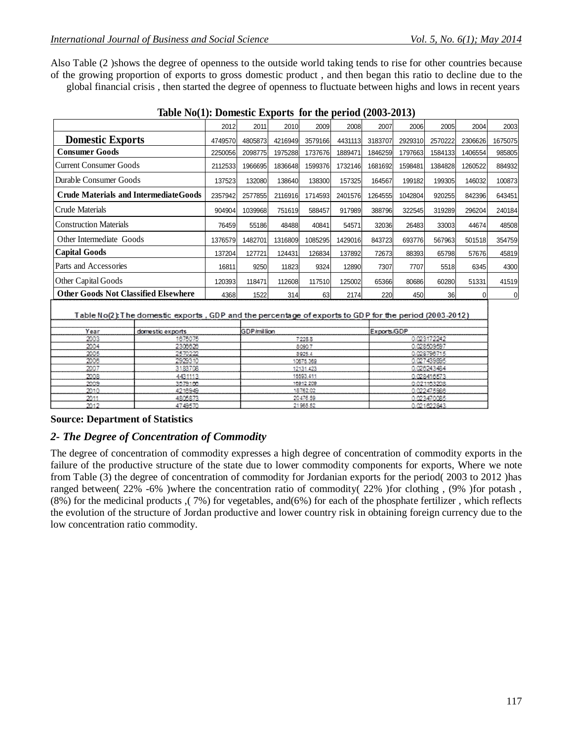Also Table (2 )shows the degree of openness to the outside world taking tends to rise for other countries because of the growing proportion of exports to gross domestic product , and then began this ratio to decline due to the global financial crisis , then started the degree of openness to fluctuate between highs and lows in recent years

**Table No(1): Domestic Exports for the period (2003-2013)**

| | 2012 | 2011 | 2010 | 2009 | 2008 | 2007 | 2006 | 2005 | 2004 | 2003 |
|---|---|---|---|---|---|---|---|---|---|---|
| **Domestic Exports** | 4749570 | 4805873 | 4216949 | 3579166 | 4431113 | 3183707 | 2929310 | 2570222 | 2306626 | 1675075 |
| **Consumer Goods** | 2250056 | 2098775 | 1975288 | 1737676 | 1889471 | 1846259 | 1797663 | 1584133 | 1406554 | 985805 |
| Current Consumer Goods | 2112533 | 1966695 | 1836648 | 1599376 | 1732146 | 1681692 | 1598481 | 1384828 | 1260522 | 884932 |
| Durable Consumer Goods | 137523 | 132080 | 138640 | 138300 | 157325 | 164567 | 199182 | 199305 | 146032 | 100873 |
| **Crude Materials and IntermediateGoods** | 2357942 | 2577855 | 2116916 | 1714593 | 2401576 | 1264555 | 1042804 | 920255 | 842396 | 643451 |
| Crude Materials | 904904 | 1039968 | 751619 | 588457 | 917989 | 388796 | 322545 | 319289 | 296204 | 240184 |
| Construction Materials | 76459 | 55186 | 48488 | 40841 | 54571 | 32036 | 26483 | 33003 | 44674 | 48508 |
| Other Intermediate Goods | 1376579 | 1482701 | 1316809 | 1085295 | 1429016 | 843723 | 693776 | 567963 | 501518 | 354759 |
| **Capital Goods** | 137204 | 127721 | 124431 | 126834 | 137892 | 72673 | 88393 | 65798 | 57676 | 45819 |
| Parts and Accessories | 16811 | 9250 | 11823 | 9324 | 12890 | 7307 | 7707 | 5518 | 6345 | 4300 |
| Other Capital Goods | 120393 | 118471 | 112608 | 117510 | 125002 | 65366 | 80686 | 60280 | 51331 | 41519 |
| **Other Goods Not Classified Elsewhere** | 4368 | 1522 | 314 | 63 | 2174 | 220 | 450 | 36 | 0 | 0 |

**Table No(2): The domestic exports , GDP and the percentage of exports to GDP for the period (2003-2012)**

| Year | domestic exports | GDP/million | Exports/GDP |
|---|---|---|---|
| 2003 | 1675075 | 7228.8 | 0.023172242 |
| 2004 | 2306626 | 8090.7 | 0.028509597 |
| 2005 | 2570222 | 8925.4 | 0.028796715 |
| 2006 | 2929310 | 10675.369 | 0.027439895 |
| 2007 | 3183708 | 12131.423 | 0.026243484 |
| 2008 | 4431113 | 15593.411 | 0.028416573 |
| 2009 | 3579166 | 16912.209 | 0.021163208 |
| 2010 | 4216949 | 18762.02 | 0.022475966 |
| 2011 | 4805873 | 20476.59 | 0.023470085 |
| 2012 | 4749570 | 21965.52 | 0.021622843 |

**Source: Department of Statistics**

## *2- The Degree of Concentration of Commodity*

The degree of concentration of commodity expresses a high degree of concentration of commodity exports in the failure of the productive structure of the state due to lower commodity components for exports, Where we note from Table (3) the degree of concentration of commodity for Jordanian exports for the period( 2003 to 2012 )has ranged between( 22% -6% )where the concentration ratio of commodity( 22% )for clothing , (9% )for potash , (8%) for the medicinal products ,( 7%) for vegetables, and(6%) for each of the phosphate fertilizer , which reflects the evolution of the structure of Jordan productive and lower country risk in obtaining foreign currency due to the low concentration ratio commodity.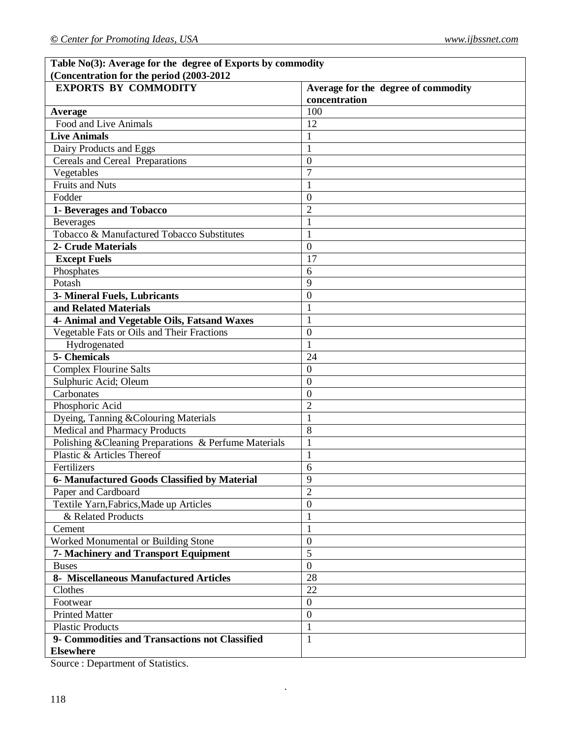| **Table No(3): Average for the degree of Exports by commodity (Concentration for the period (2003-2012** | |
|---|---|
| **EXPORTS BY COMMODITY** | **Average for the degree of commodity concentration** |
| **Average** | 100 |
| Food and Live Animals | 12 |
| **Live Animals** | 1 |
| Dairy Products and Eggs | 1 |
| Cereals and Cereal Preparations | 0 |
| Vegetables | 7 |
| Fruits and Nuts | 1 |
| Fodder | 0 |
| **1- Beverages and Tobacco** | 2 |
| Beverages | 1 |
| Tobacco & Manufactured Tobacco Substitutes | 1 |
| **2- Crude Materials** | 0 |
| **Except Fuels** | 17 |
| Phosphates | 6 |
| Potash | 9 |
| **3- Mineral Fuels, Lubricants** | 0 |
| **and Related Materials** | 1 |
| **4- Animal and Vegetable Oils, Fatsand Waxes** | 1 |
| Vegetable Fats or Oils and Their Fractions | 0 |
| Hydrogenated | 1 |
| **5- Chemicals** | 24 |
| Complex Flourine Salts | 0 |
| Sulphuric Acid; Oleum | 0 |
| Carbonates | 0 |
| Phosphoric Acid | 2 |
| Dyeing, Tanning &Colouring Materials | 1 |
| Medical and Pharmacy Products | 8 |
| Polishing &Cleaning Preparations & Perfume Materials | 1 |
| Plastic & Articles Thereof | 1 |
| Fertilizers | 6 |
| **6- Manufactured Goods Classified by Material** | 9 |
| Paper and Cardboard | 2 |
| Textile Yarn,Fabrics,Made up Articles | 0 |
| & Related Products | 1 |
| Cement | 1 |
| Worked Monumental or Building Stone | 0 |
| **7- Machinery and Transport Equipment** | 5 |
| Buses | 0 |
| **8- Miscellaneous Manufactured Articles** | 28 |
| Clothes | 22 |
| Footwear | 0 |
| Printed Matter | 0 |
| Plastic Products | 1 |
| **9- Commodities and Transactions not Classified Elsewhere** | 1 |

Source : Department of Statistics.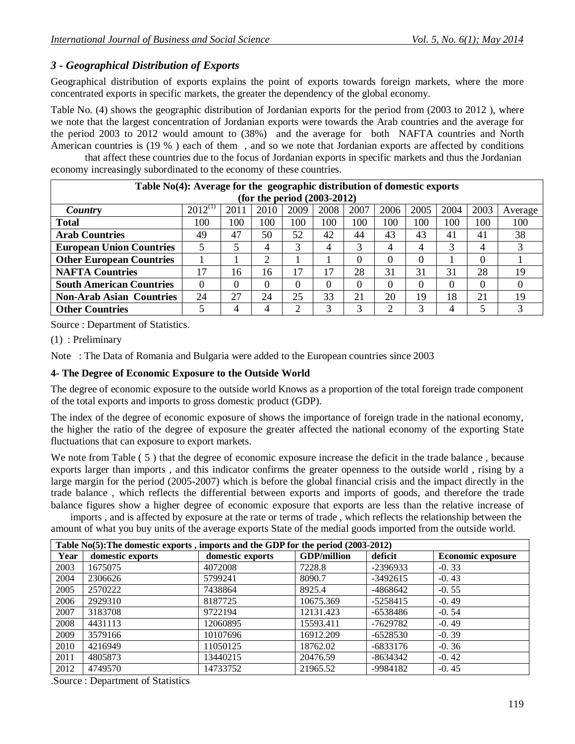### *3 - Geographical Distribution of Exports*

Geographical distribution of exports explains the point of exports towards foreign markets, where the more concentrated exports in specific markets, the greater the dependency of the global economy.

Table No. (4) shows the geographic distribution of Jordanian exports for the period from (2003 to 2012 ), where we note that the largest concentration of Jordanian exports were towards the Arab countries and the average for the period 2003 to 2012 would amount to (38%) and the average for both NAFTA countries and North American countries is (19 % ) each of them , and so we note that Jordanian exports are affected by conditions that affect these countries due to the focus of Jordanian exports in specific markets and thus the Jordanian economy increasingly subordinated to the economy of these countries.

**Table No(4): Average for the geographic distribution of domestic exports (for the period (2003-2012)**

| *Country* | 2012(1) | 2011 | 2010 | 2009 | 2008 | 2007 | 2006 | 2005 | 2004 | 2003 | Average |
|---|---|---|---|---|---|---|---|---|---|---|---|
| **Total** | 100 | 100 | 100 | 100 | 100 | 100 | 100 | 100 | 100 | 100 | 100 |
| **Arab Countries** | 49 | 47 | 50 | 52 | 42 | 44 | 43 | 43 | 41 | 41 | 38 |
| **European Union Countries** | 5 | 5 | 4 | 3 | 4 | 3 | 4 | 4 | 3 | 4 | 3 |
| **Other European Countries** | 1 | 1 | 2 | 1 | 1 | 0 | 0 | 0 | 1 | 0 | 1 |
| **NAFTA Countries** | 17 | 16 | 16 | 17 | 17 | 28 | 31 | 31 | 31 | 28 | 19 |
| **South American Countries** | 0 | 0 | 0 | 0 | 0 | 0 | 0 | 0 | 0 | 0 | 0 |
| **Non-Arab Asian Countries** | 24 | 27 | 24 | 25 | 33 | 21 | 20 | 19 | 18 | 21 | 19 |
| **Other Countries** | 5 | 4 | 4 | 2 | 3 | 3 | 2 | 3 | 4 | 5 | 3 |

Source : Department of Statistics.

(1) : Preliminary

Note : The Data of Romania and Bulgaria were added to the European countries since 2003

### 4- The Degree of Economic Exposure to the Outside World

The degree of economic exposure to the outside world Knows as a proportion of the total foreign trade component of the total exports and imports to gross domestic product (GDP).

The index of the degree of economic exposure of shows the importance of foreign trade in the national economy, the higher the ratio of the degree of exposure the greater affected the national economy of the exporting State fluctuations that can exposure to export markets.

We note from Table ( 5 ) that the degree of economic exposure increase the deficit in the trade balance , because exports larger than imports , and this indicator confirms the greater openness to the outside world , rising by a large margin for the period (2005-2007) which is before the global financial crisis and the impact directly in the trade balance , which reflects the differential between exports and imports of goods, and therefore the trade balance figures show a higher degree of economic exposure that exports are less than the relative increase of imports , and is affected by exposure at the rate or terms of trade , which reflects the relationship between the amount of what you buy units of the average exports State of the medial goods imported from the outside world.

**Table No(5):The domestic exports , imports and the GDP for the period (2003-2012)**

| Year | domestic exports | domestic exports | GDP/million | deficit | Economic exposure |
|---|---|---|---|---|---|
| 2003 | 1675075 | 4072008 | 7228.8 | -2396933 | -0. 33 |
| 2004 | 2306626 | 5799241 | 8090.7 | -3492615 | -0. 43 |
| 2005 | 2570222 | 7438864 | 8925.4 | -4868642 | -0. 55 |
| 2006 | 2929310 | 8187725 | 10675.369 | -5258415 | -0. 49 |
| 2007 | 3183708 | 9722194 | 12131.423 | -6538486 | -0. 54 |
| 2008 | 4431113 | 12060895 | 15593.411 | -7629782 | -0. 49 |
| 2009 | 3579166 | 10107696 | 16912.209 | -6528530 | -0. 39 |
| 2010 | 4216949 | 11050125 | 18762.02 | -6833176 | -0. 36 |
| 2011 | 4805873 | 13440215 | 20476.59 | -8634342 | -0. 42 |
| 2012 | 4749570 | 14733752 | 21965.52 | -9984182 | -0. 45 |

.Source : Department of Statistics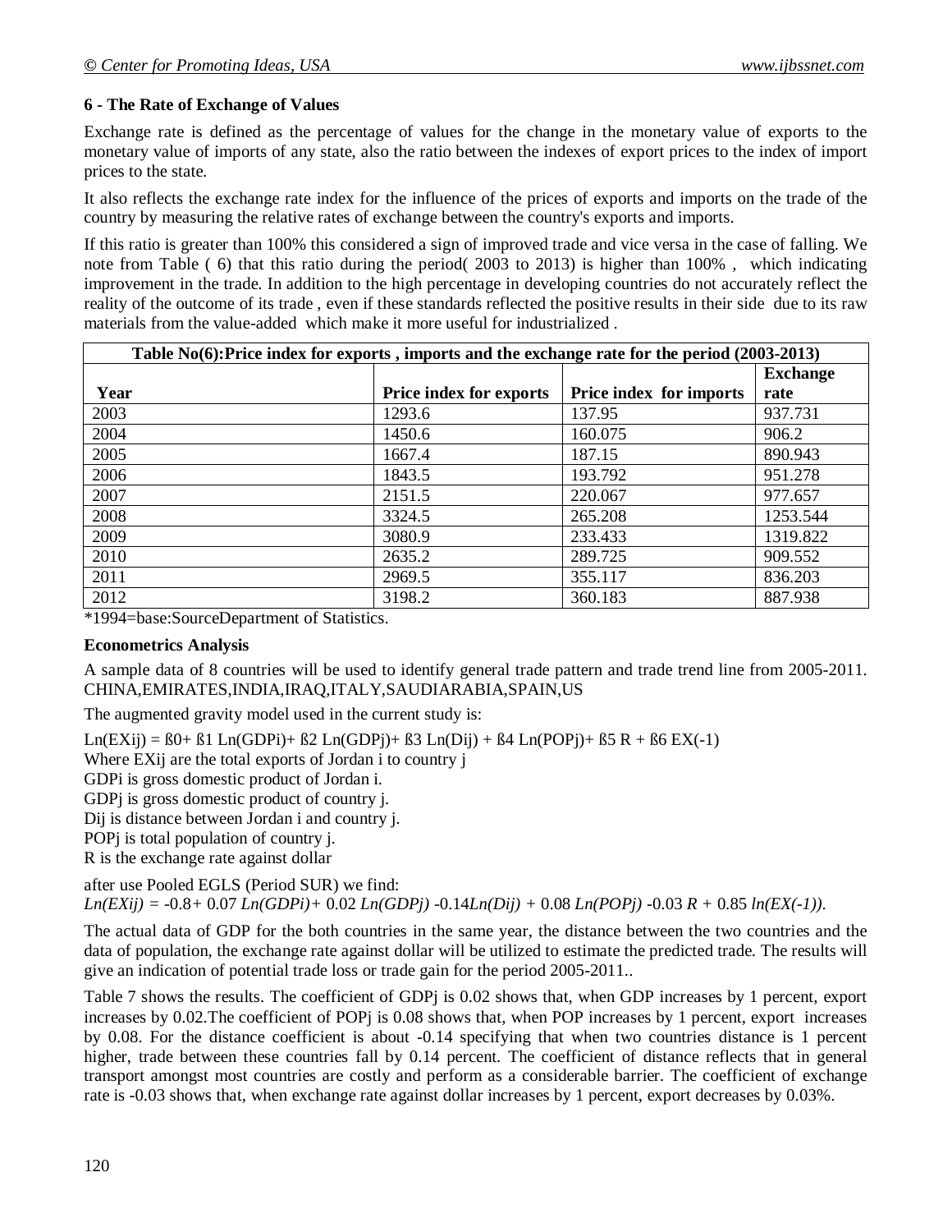**6 - The Rate of Exchange of Values**

Exchange rate is defined as the percentage of values for the change in the monetary value of exports to the monetary value of imports of any state, also the ratio between the indexes of export prices to the index of import prices to the state.

It also reflects the exchange rate index for the influence of the prices of exports and imports on the trade of the country by measuring the relative rates of exchange between the country's exports and imports.

If this ratio is greater than 100% this considered a sign of improved trade and vice versa in the case of falling. We note from Table ( 6) that this ratio during the period( 2003 to 2013) is higher than 100% , which indicating improvement in the trade. In addition to the high percentage in developing countries do not accurately reflect the reality of the outcome of its trade , even if these standards reflected the positive results in their side due to its raw materials from the value-added which make it more useful for industrialized .

**Table No(6):Price index for exports , imports and the exchange rate for the period (2003-2013)**

| Year | Price index for exports | Price index for imports | Exchange rate |
|---|---|---|---|
| 2003 | 1293.6 | 137.95 | 937.731 |
| 2004 | 1450.6 | 160.075 | 906.2 |
| 2005 | 1667.4 | 187.15 | 890.943 |
| 2006 | 1843.5 | 193.792 | 951.278 |
| 2007 | 2151.5 | 220.067 | 977.657 |
| 2008 | 3324.5 | 265.208 | 1253.544 |
| 2009 | 3080.9 | 233.433 | 1319.822 |
| 2010 | 2635.2 | 289.725 | 909.552 |
| 2011 | 2969.5 | 355.117 | 836.203 |
| 2012 | 3198.2 | 360.183 | 887.938 |

*1994=base:SourceDepartment of Statistics.

**Econometrics Analysis**

A sample data of 8 countries will be used to identify general trade pattern and trade trend line from 2005-2011. CHINA,EMIRATES,INDIA,IRAQ,ITALY,SAUDIARABIA,SPAIN,US

The augmented gravity model used in the current study is:

$$Ln(EX_{ij}) = \beta_0 + \beta_1 Ln(GDP_i) + \beta_2 Ln(GDP_j) + \beta_3 Ln(D_{ij}) + \beta_4 Ln(POP_j) + \beta_5 R + \beta_6 EX(-1)$$

Where $EX_{ij}$ are the total exports of Jordan i to country j

$GDP_i$ is gross domestic product of Jordan i.

$GDP_j$ is gross domestic product of country j.

$D_{ij}$ is distance between Jordan i and country j.

$POP_j$ is total population of country j.

R is the exchange rate against dollar

after use Pooled EGLS (Period SUR) we find:

$$Ln(EX_{ij}) = -0.8 + 0.07\, Ln(GDP_i) + 0.02\, Ln(GDP_j) - 0.14\, Ln(D_{ij}) + 0.08\, Ln(POP_j) - 0.03\, R + 0.85\, ln(EX(-1)).$$

The actual data of GDP for the both countries in the same year, the distance between the two countries and the data of population, the exchange rate against dollar will be utilized to estimate the predicted trade. The results will give an indication of potential trade loss or trade gain for the period 2005-2011..

Table 7 shows the results. The coefficient of $GDP_j$ is 0.02 shows that, when GDP increases by 1 percent, export increases by 0.02.The coefficient of $POP_j$ is 0.08 shows that, when POP increases by 1 percent, export increases by 0.08. For the distance coefficient is about -0.14 specifying that when two countries distance is 1 percent higher, trade between these countries fall by 0.14 percent. The coefficient of distance reflects that in general transport amongst most countries are costly and perform as a considerable barrier. The coefficient of exchange rate is -0.03 shows that, when exchange rate against dollar increases by 1 percent, export decreases by 0.03%.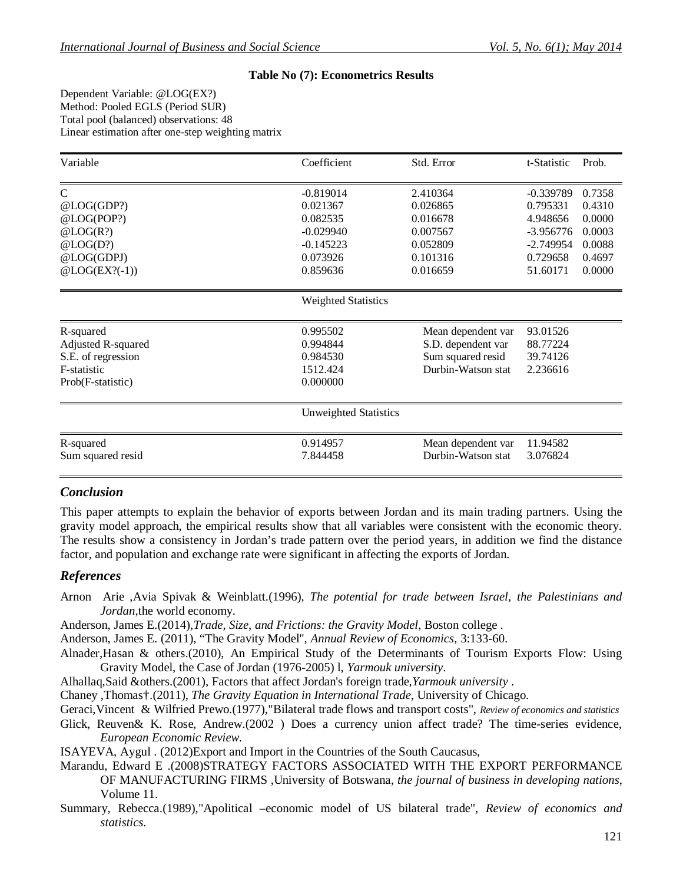**Table No (7): Econometrics Results**

Dependent Variable: @LOG(EX?)
Method: Pooled EGLS (Period SUR)
Total pool (balanced) observations: 48
Linear estimation after one-step weighting matrix

| Variable | Coefficient | Std. Error | t-Statistic | Prob. |
|---|---|---|---|---|
| C | -0.819014 | 2.410364 | -0.339789 | 0.7358 |
| @LOG(GDP?) | 0.021367 | 0.026865 | 0.795331 | 0.4310 |
| @LOG(POP?) | 0.082535 | 0.016678 | 4.948656 | 0.0000 |
| @LOG(R?) | -0.029940 | 0.007567 | -3.956776 | 0.0003 |
| @LOG(D?) | -0.145223 | 0.052809 | -2.749954 | 0.0088 |
| @LOG(GDPJ) | 0.073926 | 0.101316 | 0.729658 | 0.4697 |
| @LOG(EX?(-1)) | 0.859636 | 0.016659 | 51.60171 | 0.0000 |
| | Weighted Statistics | | | |
| R-squared | 0.995502 | Mean dependent var | 93.01526 | |
| Adjusted R-squared | 0.994844 | S.D. dependent var | 88.77224 | |
| S.E. of regression | 0.984530 | Sum squared resid | 39.74126 | |
| F-statistic | 1512.424 | Durbin-Watson stat | 2.236616 | |
| Prob(F-statistic) | 0.000000 | | | |
| | Unweighted Statistics | | | |
| R-squared | 0.914957 | Mean dependent var | 11.94582 | |
| Sum squared resid | 7.844458 | Durbin-Watson stat | 3.076824 | |

## *Conclusion*

This paper attempts to explain the behavior of exports between Jordan and its main trading partners. Using the gravity model approach, the empirical results show that all variables were consistent with the economic theory. The results show a consistency in Jordan's trade pattern over the period years, in addition we find the distance factor, and population and exchange rate were significant in affecting the exports of Jordan.

## *References*

Arnon Arie ,Avia Spivak & Weinblatt.(1996), *The potential for trade between Israel, the Palestinians and Jordan*,the world economy.

Anderson, James E.(2014),*Trade, Size, and Frictions: the Gravity Model*, Boston college .

Anderson, James E. (2011), "The Gravity Model", *Annual Review of Economics*, 3:133-60.

Alnader,Hasan & others.(2010), An Empirical Study of the Determinants of Tourism Exports Flow: Using Gravity Model, the Case of Jordan (1976-2005) l, *Yarmouk university*.

Alhallaq,Said &others.(2001), Factors that affect Jordan's foreign trade,*Yarmouk university* .

Chaney ,Thomas†.(2011), *The Gravity Equation in International Trade*, University of Chicago.

Geraci,Vincent & Wilfried Prewo.(1977),"Bilateral trade flows and transport costs", *Review of economics and statistics*

Glick, Reuven& K. Rose, Andrew.(2002 ) Does a currency union affect trade? The time-series evidence, *European Economic Review*.

ISAYEVA, Aygul . (2012)Export and Import in the Countries of the South Caucasus,

Marandu, Edward E .(2008)STRATEGY FACTORS ASSOCIATED WITH THE EXPORT PERFORMANCE OF MANUFACTURING FIRMS ,University of Botswana, *the journal of business in developing nations*, Volume 11.

Summary, Rebecca.(1989),"Apolitical –economic model of US bilateral trade", *Review of economics and statistics*.